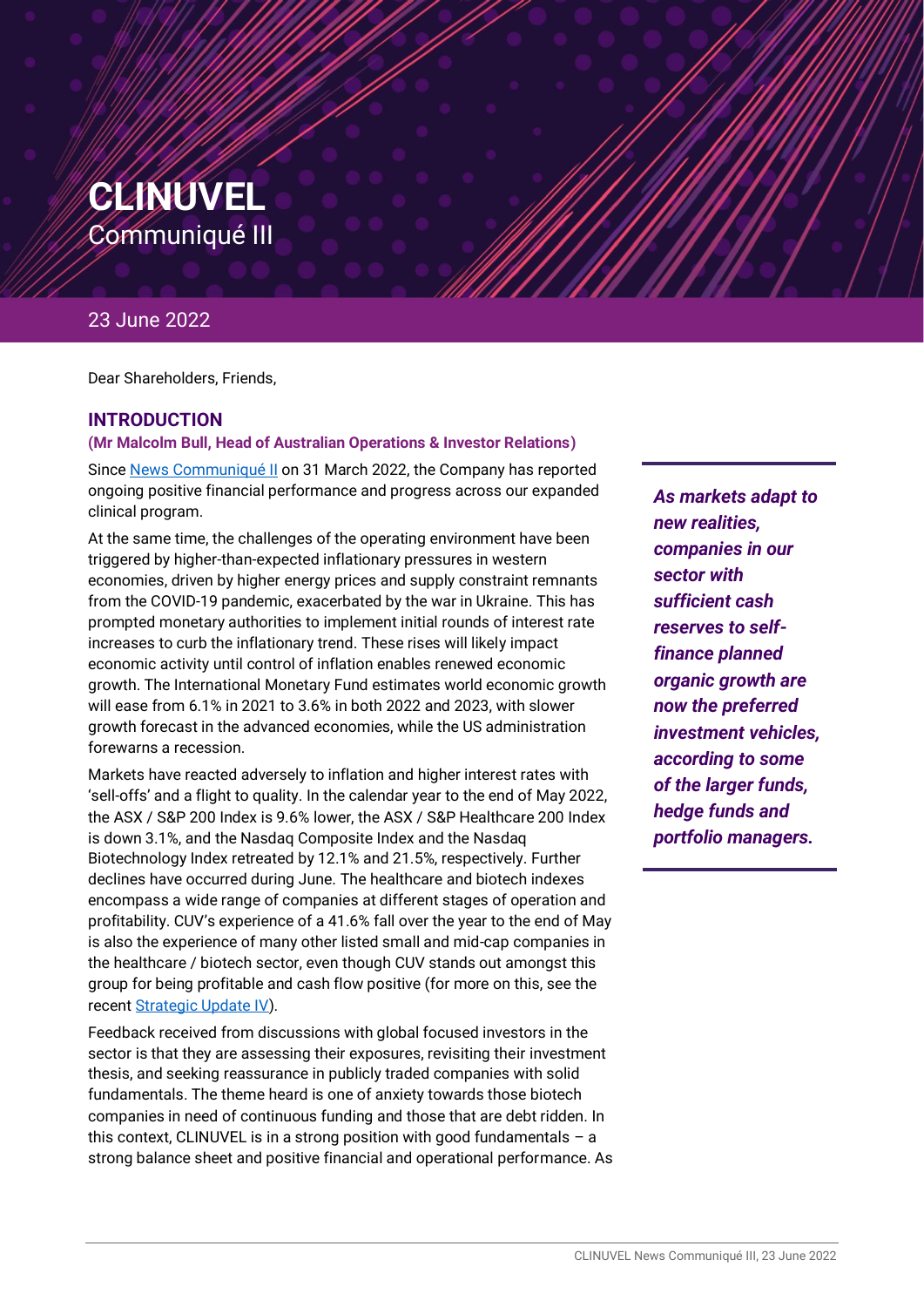# CLINUVEL

Communiqué III

23 June 2022

Dear Shareholders, Friends,

## INTRODUCTION

**(Mr Malcolm Bull, Head of Australian Operations & Investor Relations)**

Since News Communiqué II on 31 March 2022, the Company has reported ongoing positive financial performance and progress across our expanded clinical program.

At the same time, the challenges of the operating environment have been triggered by higher-than-expected inflationary pressures in western economies, driven by higher energy prices and supply constraint remnants from the COVID-19 pandemic, exacerbated by the war in Ukraine. This has prompted monetary authorities to implement initial rounds of interest rate increases to curb the inflationary trend. These rises will likely impact economic activity until control of inflation enables renewed economic growth. The International Monetary Fund estimates world economic growth will ease from 6.1% in 2021 to 3.6% in both 2022 and 2023, with slower growth forecast in the advanced economies, while the US administration forewarns a recession.

Markets have reacted adversely to inflation and higher interest rates with 'sell-offs' and a flight to quality. In the calendar year to the end of May 2022, the ASX / S&P 200 Index is 9.6% lower, the ASX / S&P Healthcare 200 Index is down 3.1%, and the Nasdaq Composite Index and the Nasdaq Biotechnology Index retreated by 12.1% and 21.5%, respectively. Further declines have occurred during June. The healthcare and biotech indexes encompass a wide range of companies at different stages of operation and profitability. CUV's experience of a 41.6% fall over the year to the end of May is also the experience of many other listed small and mid-cap companies in the healthcare / biotech sector, even though CUV stands out amongst this group for being profitable and cash flow positive (for more on this, see the recent Strategic Update IV).

Feedback received from discussions with global focused investors in the sector is that they are assessing their exposures, revisiting their investment thesis, and seeking reassurance in publicly traded companies with solid fundamentals. The theme heard is one of anxiety towards those biotech companies in need of continuous funding and those that are debt ridden. In this context, CLINUVEL is in a strong position with good fundamentals – a strong balance sheet and positive financial and operational performance. As

***As markets adapt to new realities, companies in our sector with sufficient cash reserves to self-finance planned organic growth are now the preferred investment vehicles, according to some of the larger funds, hedge funds and portfolio managers.***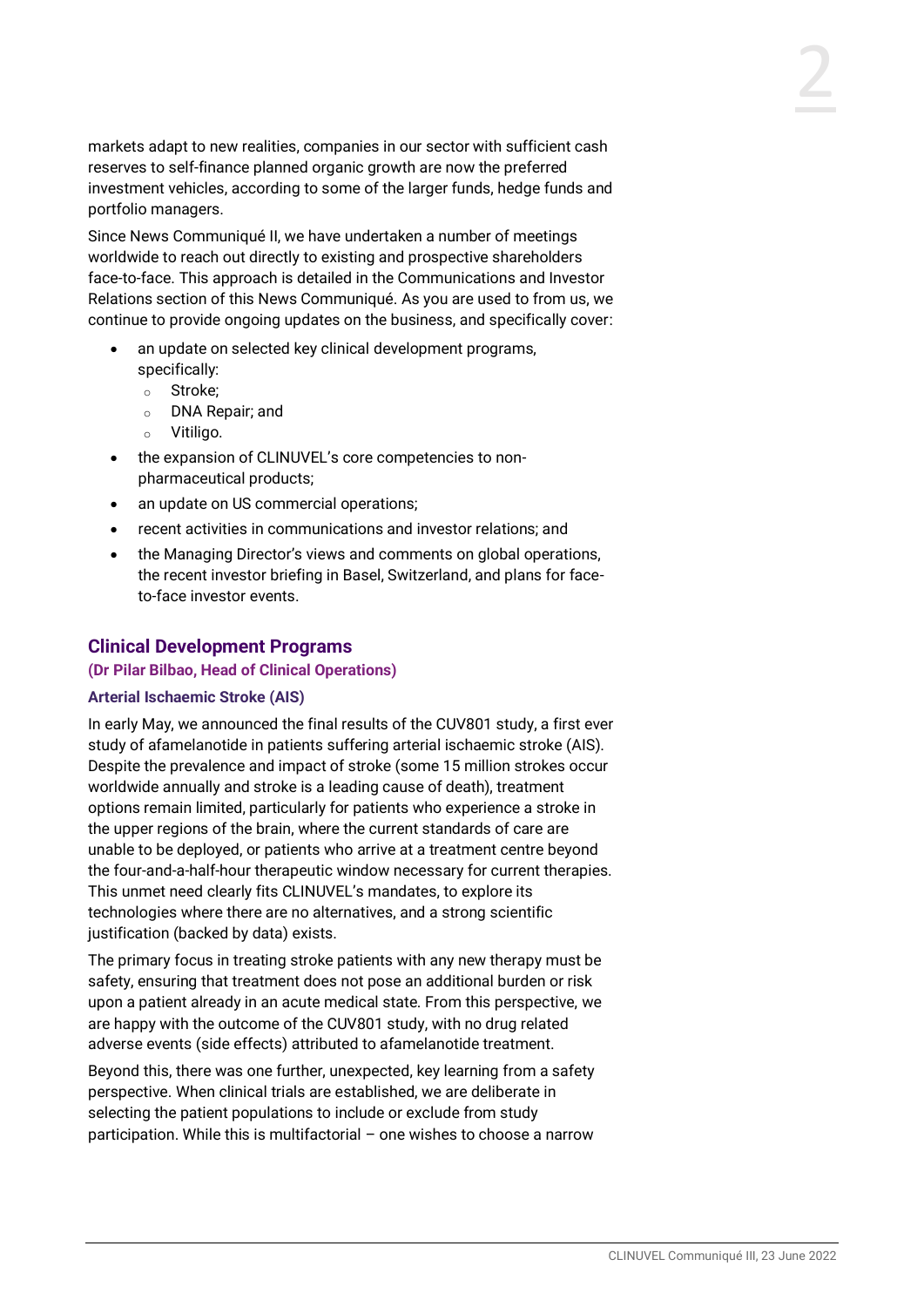markets adapt to new realities, companies in our sector with sufficient cash reserves to self-finance planned organic growth are now the preferred investment vehicles, according to some of the larger funds, hedge funds and portfolio managers.

Since News Communiqué II, we have undertaken a number of meetings worldwide to reach out directly to existing and prospective shareholders face-to-face. This approach is detailed in the Communications and Investor Relations section of this News Communiqué. As you are used to from us, we continue to provide ongoing updates on the business, and specifically cover:

- an update on selected key clinical development programs, specifically:
  - Stroke;
  - DNA Repair; and
  - Vitiligo.
- the expansion of CLINUVEL's core competencies to non-pharmaceutical products;
- an update on US commercial operations;
- recent activities in communications and investor relations; and
- the Managing Director's views and comments on global operations, the recent investor briefing in Basel, Switzerland, and plans for face-to-face investor events.

## Clinical Development Programs

**(Dr Pilar Bilbao, Head of Clinical Operations)**

### Arterial Ischaemic Stroke (AIS)

In early May, we announced the final results of the CUV801 study, a first ever study of afamelanotide in patients suffering arterial ischaemic stroke (AIS). Despite the prevalence and impact of stroke (some 15 million strokes occur worldwide annually and stroke is a leading cause of death), treatment options remain limited, particularly for patients who experience a stroke in the upper regions of the brain, where the current standards of care are unable to be deployed, or patients who arrive at a treatment centre beyond the four-and-a-half-hour therapeutic window necessary for current therapies. This unmet need clearly fits CLINUVEL's mandates, to explore its technologies where there are no alternatives, and a strong scientific justification (backed by data) exists.

The primary focus in treating stroke patients with any new therapy must be safety, ensuring that treatment does not pose an additional burden or risk upon a patient already in an acute medical state. From this perspective, we are happy with the outcome of the CUV801 study, with no drug related adverse events (side effects) attributed to afamelanotide treatment.

Beyond this, there was one further, unexpected, key learning from a safety perspective. When clinical trials are established, we are deliberate in selecting the patient populations to include or exclude from study participation. While this is multifactorial – one wishes to choose a narrow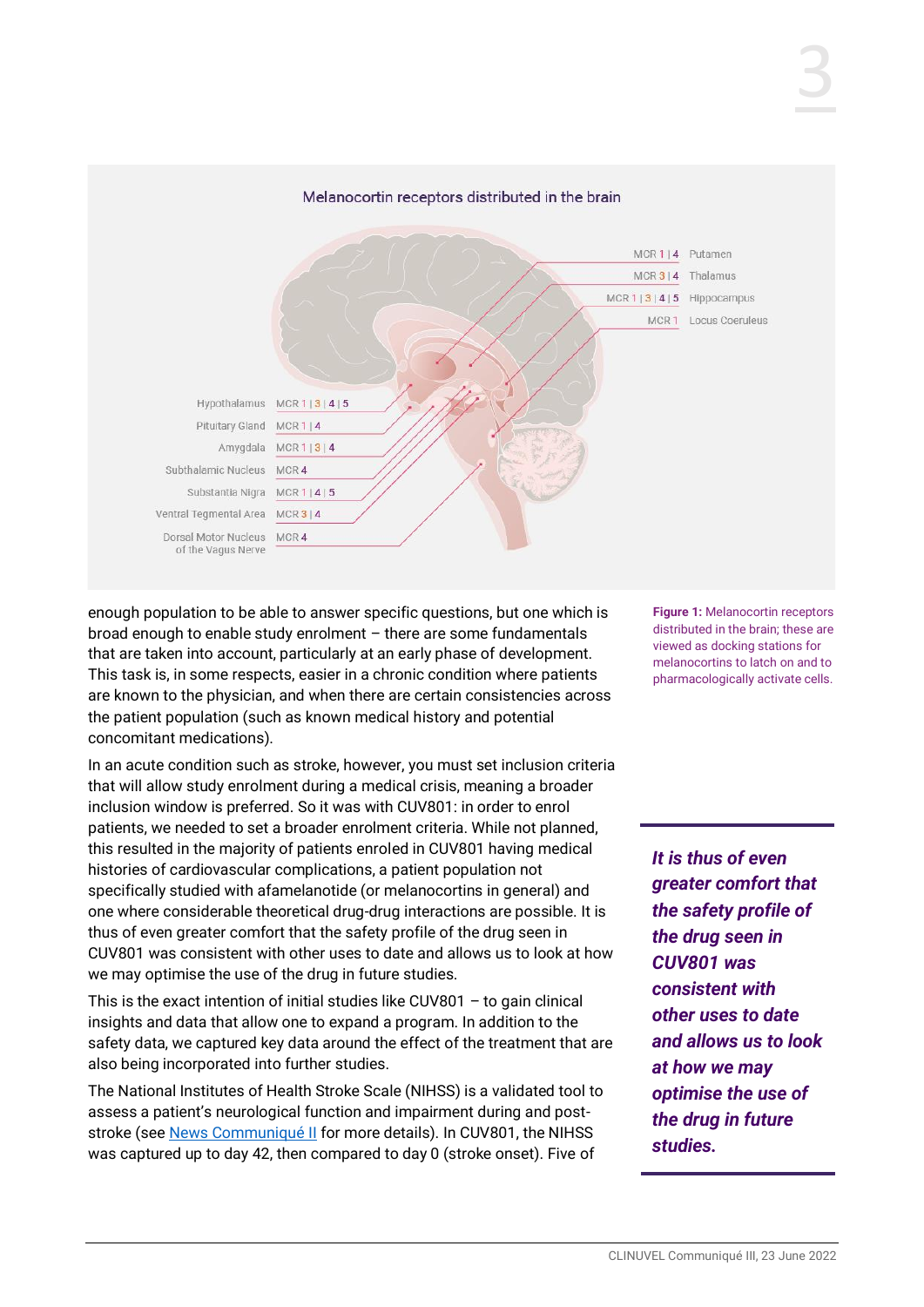Melanocortin receptors distributed in the brain

| Region | Receptors |
| --- | --- |
| Putamen | MCR 1 \| 4 |
| Thalamus | MCR 3 \| 4 |
| Hippocampus | MCR 1 \| 3 \| 4 \| 5 |
| Locus Coeruleus | MCR 1 |
| Hypothalamus | MCR 1 \| 3 \| 4 \| 5 |
| Pituitary Gland | MCR 1 \| 4 |
| Amygdala | MCR 1 \| 3 \| 4 |
| Subthalamic Nucleus | MCR 4 |
| Substantia Nigra | MCR 1 \| 4 \| 5 |
| Ventral Tegmental Area | MCR 3 \| 4 |
| Dorsal Motor Nucleus of the Vagus Nerve | MCR 4 |

**Figure 1:** Melanocortin receptors distributed in the brain; these are viewed as docking stations for melanocortins to latch on and to pharmacologically activate cells.

enough population to be able to answer specific questions, but one which is broad enough to enable study enrolment – there are some fundamentals that are taken into account, particularly at an early phase of development. This task is, in some respects, easier in a chronic condition where patients are known to the physician, and when there are certain consistencies across the patient population (such as known medical history and potential concomitant medications).

In an acute condition such as stroke, however, you must set inclusion criteria that will allow study enrolment during a medical crisis, meaning a broader inclusion window is preferred. So it was with CUV801: in order to enrol patients, we needed to set a broader enrolment criteria. While not planned, this resulted in the majority of patients enroled in CUV801 having medical histories of cardiovascular complications, a patient population not specifically studied with afamelanotide (or melanocortins in general) and one where considerable theoretical drug-drug interactions are possible. It is thus of even greater comfort that the safety profile of the drug seen in CUV801 was consistent with other uses to date and allows us to look at how we may optimise the use of the drug in future studies.

***It is thus of even greater comfort that the safety profile of the drug seen in CUV801 was consistent with other uses to date and allows us to look at how we may optimise the use of the drug in future studies.***

This is the exact intention of initial studies like CUV801 – to gain clinical insights and data that allow one to expand a program. In addition to the safety data, we captured key data around the effect of the treatment that are also being incorporated into further studies.

The National Institutes of Health Stroke Scale (NIHSS) is a validated tool to assess a patient's neurological function and impairment during and post-stroke (see News Communiqué II for more details). In CUV801, the NIHSS was captured up to day 42, then compared to day 0 (stroke onset). Five of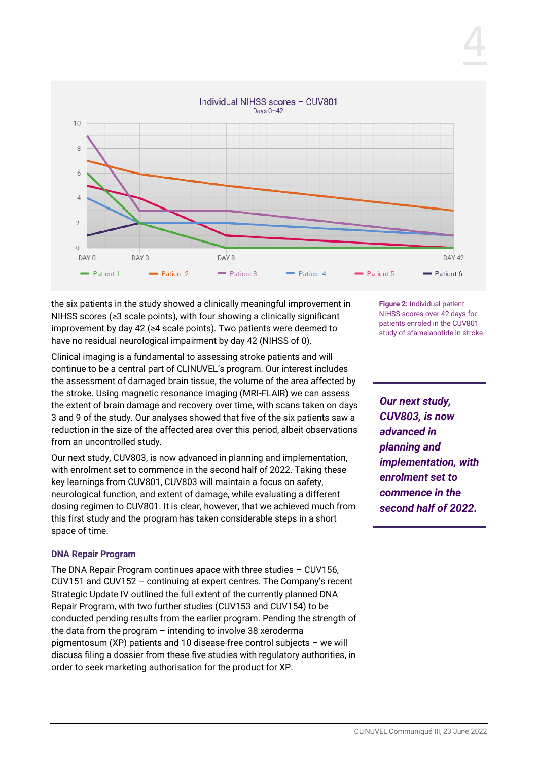Individual NIHSS scores – CUV801
Days 0–42

Figure 2: Individual patient NIHSS scores over 42 days for patients enroled in the CUV801 study of afamelanotide in stroke.

the six patients in the study showed a clinically meaningful improvement in NIHSS scores (≥3 scale points), with four showing a clinically significant improvement by day 42 (≥4 scale points). Two patients were deemed to have no residual neurological impairment by day 42 (NIHSS of 0).

Clinical imaging is a fundamental to assessing stroke patients and will continue to be a central part of CLINUVEL's program. Our interest includes the assessment of damaged brain tissue, the volume of the area affected by the stroke. Using magnetic resonance imaging (MRI-FLAIR) we can assess the extent of brain damage and recovery over time, with scans taken on days 3 and 9 of the study. Our analyses showed that five of the six patients saw a reduction in the size of the affected area over this period, albeit observations from an uncontrolled study.

Our next study, CUV803, is now advanced in planning and implementation, with enrolment set to commence in the second half of 2022. Taking these key learnings from CUV801, CUV803 will maintain a focus on safety, neurological function, and extent of damage, while evaluating a different dosing regimen to CUV801. It is clear, however, that we achieved much from this first study and the program has taken considerable steps in a short space of time.

***Our next study, CUV803, is now advanced in planning and implementation, with enrolment set to commence in the second half of 2022.***

### DNA Repair Program

The DNA Repair Program continues apace with three studies – CUV156, CUV151 and CUV152 – continuing at expert centres. The Company's recent Strategic Update IV outlined the full extent of the currently planned DNA Repair Program, with two further studies (CUV153 and CUV154) to be conducted pending results from the earlier program. Pending the strength of the data from the program – intending to involve 38 xeroderma pigmentosum (XP) patients and 10 disease-free control subjects – we will discuss filing a dossier from these five studies with regulatory authorities, in order to seek marketing authorisation for the product for XP.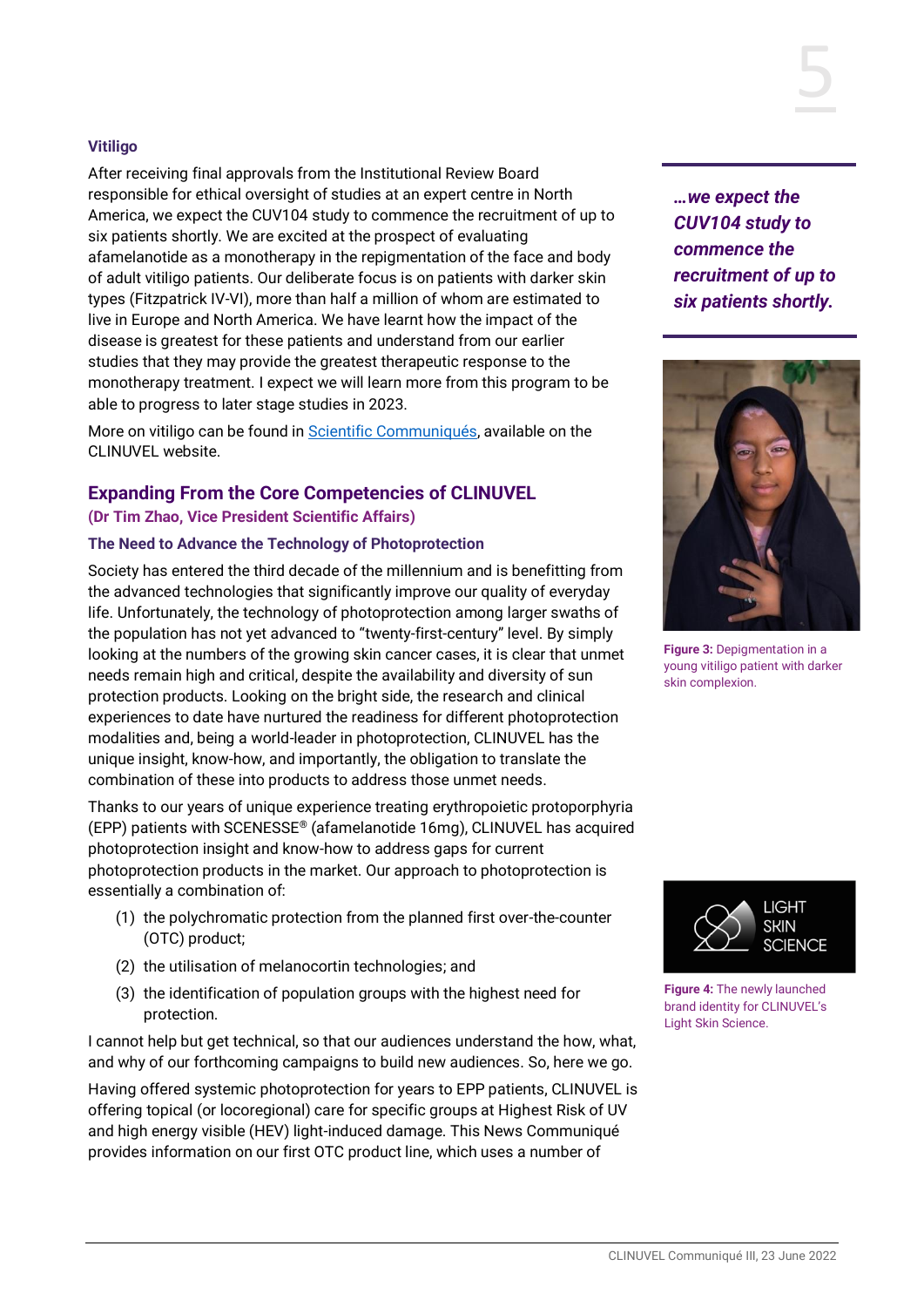### Vitiligo

After receiving final approvals from the Institutional Review Board responsible for ethical oversight of studies at an expert centre in North America, we expect the CUV104 study to commence the recruitment of up to six patients shortly. We are excited at the prospect of evaluating afamelanotide as a monotherapy in the repigmentation of the face and body of adult vitiligo patients. Our deliberate focus is on patients with darker skin types (Fitzpatrick IV-VI), more than half a million of whom are estimated to live in Europe and North America. We have learnt how the impact of the disease is greatest for these patients and understand from our earlier studies that they may provide the greatest therapeutic response to the monotherapy treatment. I expect we will learn more from this program to be able to progress to later stage studies in 2023.

More on vitiligo can be found in Scientific Communiqués, available on the CLINUVEL website.

*…we expect the CUV104 study to commence the recruitment of up to six patients shortly.*

**Figure 3:** Depigmentation in a young vitiligo patient with darker skin complexion.

## Expanding From the Core Competencies of CLINUVEL

**(Dr Tim Zhao, Vice President Scientific Affairs)**

### The Need to Advance the Technology of Photoprotection

Society has entered the third decade of the millennium and is benefitting from the advanced technologies that significantly improve our quality of everyday life. Unfortunately, the technology of photoprotection among larger swaths of the population has not yet advanced to "twenty-first-century" level. By simply looking at the numbers of the growing skin cancer cases, it is clear that unmet needs remain high and critical, despite the availability and diversity of sun protection products. Looking on the bright side, the research and clinical experiences to date have nurtured the readiness for different photoprotection modalities and, being a world-leader in photoprotection, CLINUVEL has the unique insight, know-how, and importantly, the obligation to translate the combination of these into products to address those unmet needs.

Thanks to our years of unique experience treating erythropoietic protoporphyria (EPP) patients with SCENESSE® (afamelanotide 16mg), CLINUVEL has acquired photoprotection insight and know-how to address gaps for current photoprotection products in the market. Our approach to photoprotection is essentially a combination of:

(1) the polychromatic protection from the planned first over-the-counter (OTC) product;

(2) the utilisation of melanocortin technologies; and

(3) the identification of population groups with the highest need for protection.

I cannot help but get technical, so that our audiences understand the how, what, and why of our forthcoming campaigns to build new audiences. So, here we go.

Having offered systemic photoprotection for years to EPP patients, CLINUVEL is offering topical (or locoregional) care for specific groups at Highest Risk of UV and high energy visible (HEV) light-induced damage. This News Communiqué provides information on our first OTC product line, which uses a number of

**Figure 4:** The newly launched brand identity for CLINUVEL's Light Skin Science.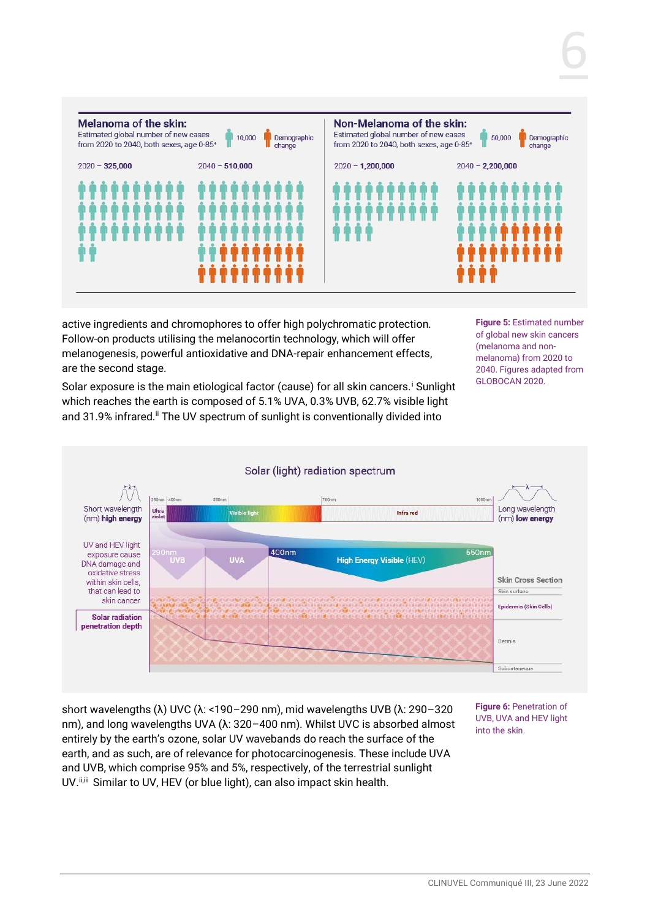**Melanoma of the skin:**
Estimated global number of new cases from 2020 to 2040, both sexes, age 0-85+

10,000 | Demographic change

2020 – **325,000**

2040 – **510,000**

**Non-Melanoma of the skin:**
Estimated global number of new cases from 2020 to 2040, both sexes, age 0-85+

50,000 | Demographic change

2020 – **1,200,000**

2040 – **2,200,000**

Figure 5: Estimated number of global new skin cancers (melanoma and non-melanoma) from 2020 to 2040. Figures adapted from GLOBOCAN 2020.

active ingredients and chromophores to offer high polychromatic protection. Follow-on products utilising the melanocortin technology, which will offer melanogenesis, powerful antioxidative and DNA-repair enhancement effects, are the second stage.

Solar exposure is the main etiological factor (cause) for all skin cancers.[i] Sunlight which reaches the earth is composed of 5.1% UVA, 0.3% UVB, 62.7% visible light and 31.9% infrared.[ii] The UV spectrum of sunlight is conventionally divided into

Solar (light) radiation spectrum

Short wavelength (nm) **high energy**

Long wavelength (nm) **low energy**

250nm | 400nm | 550nm | 780nm | 1000nm

Ultra violet | Visible light | Infra red

UV and HEV light exposure cause DNA damage and oxidative stress within skin cells, that can lead to skin cancer

290nm UVB | UVA | 400nm High Energy Visible (HEV) 550nm

**Solar radiation penetration depth**

Skin Cross Section: Skin surface, Epidermis (Skin Cells), Dermis, Subcutaneous

Figure 6: Penetration of UVB, UVA and HEV light into the skin.

short wavelengths (λ) UVC (λ: <190–290 nm), mid wavelengths UVB (λ: 290–320 nm), and long wavelengths UVA (λ: 320–400 nm). Whilst UVC is absorbed almost entirely by the earth's ozone, solar UV wavebands do reach the surface of the earth, and as such, are of relevance for photocarcinogenesis. These include UVA and UVB, which comprise 95% and 5%, respectively, of the terrestrial sunlight UV.[ii,iii] Similar to UV, HEV (or blue light), can also impact skin health.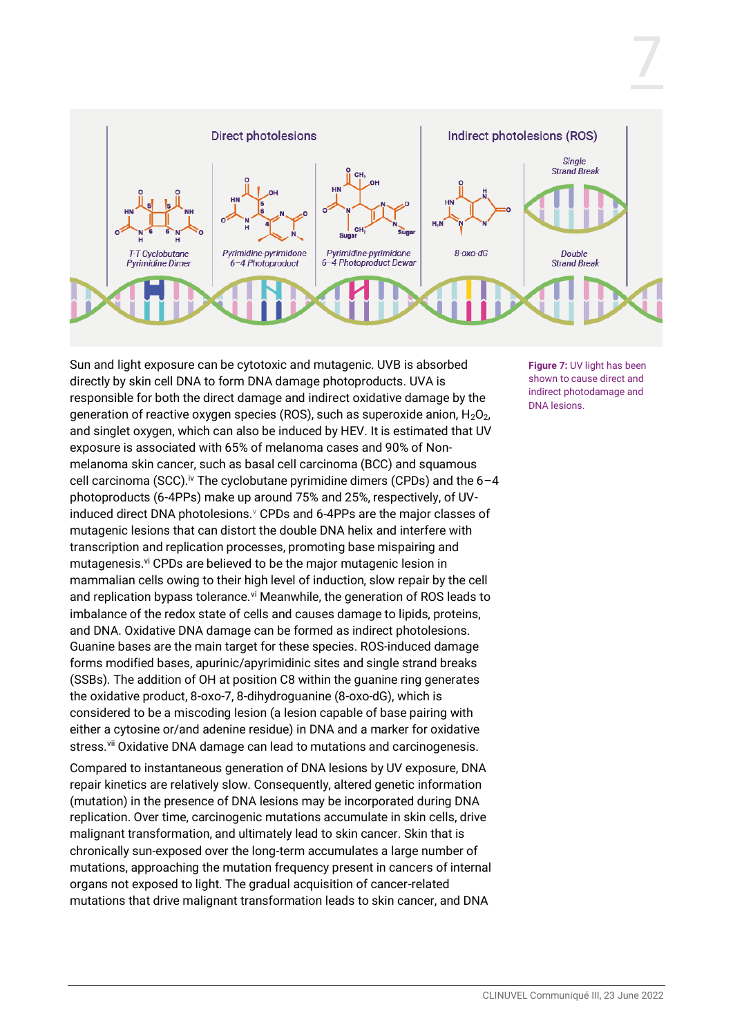Direct photolesions

Indirect photolesions (ROS)

T-T Cyclobutane Pyrimidine Dimer

Pyrimidine-pyrimidone 6–4 Photoproduct

Pyrimidine-pyrimidone 6–4 Photoproduct Dewar

8-oxo-dG

Single Strand Break

Double Strand Break

**Figure 7:** UV light has been shown to cause direct and indirect photodamage and DNA lesions.

Sun and light exposure can be cytotoxic and mutagenic. UVB is absorbed directly by skin cell DNA to form DNA damage photoproducts. UVA is responsible for both the direct damage and indirect oxidative damage by the generation of reactive oxygen species (ROS), such as superoxide anion, $H_2O_2$, and singlet oxygen, which can also be induced by HEV. It is estimated that UV exposure is associated with 65% of melanoma cases and 90% of Non-melanoma skin cancer, such as basal cell carcinoma (BCC) and squamous cell carcinoma (SCC).[iv] The cyclobutane pyrimidine dimers (CPDs) and the 6–4 photoproducts (6-4PPs) make up around 75% and 25%, respectively, of UV-induced direct DNA photolesions.[v] CPDs and 6-4PPs are the major classes of mutagenic lesions that can distort the double DNA helix and interfere with transcription and replication processes, promoting base mispairing and mutagenesis.[vi] CPDs are believed to be the major mutagenic lesion in mammalian cells owing to their high level of induction, slow repair by the cell and replication bypass tolerance.[vi] Meanwhile, the generation of ROS leads to imbalance of the redox state of cells and causes damage to lipids, proteins, and DNA. Oxidative DNA damage can be formed as indirect photolesions. Guanine bases are the main target for these species. ROS-induced damage forms modified bases, apurinic/apyrimidinic sites and single strand breaks (SSBs). The addition of OH at position C8 within the guanine ring generates the oxidative product, 8-oxo-7, 8-dihydroguanine (8-oxo-dG), which is considered to be a miscoding lesion (a lesion capable of base pairing with either a cytosine or/and adenine residue) in DNA and a marker for oxidative stress.[vii] Oxidative DNA damage can lead to mutations and carcinogenesis.

Compared to instantaneous generation of DNA lesions by UV exposure, DNA repair kinetics are relatively slow. Consequently, altered genetic information (mutation) in the presence of DNA lesions may be incorporated during DNA replication. Over time, carcinogenic mutations accumulate in skin cells, drive malignant transformation, and ultimately lead to skin cancer. Skin that is chronically sun-exposed over the long-term accumulates a large number of mutations, approaching the mutation frequency present in cancers of internal organs not exposed to light. The gradual acquisition of cancer-related mutations that drive malignant transformation leads to skin cancer, and DNA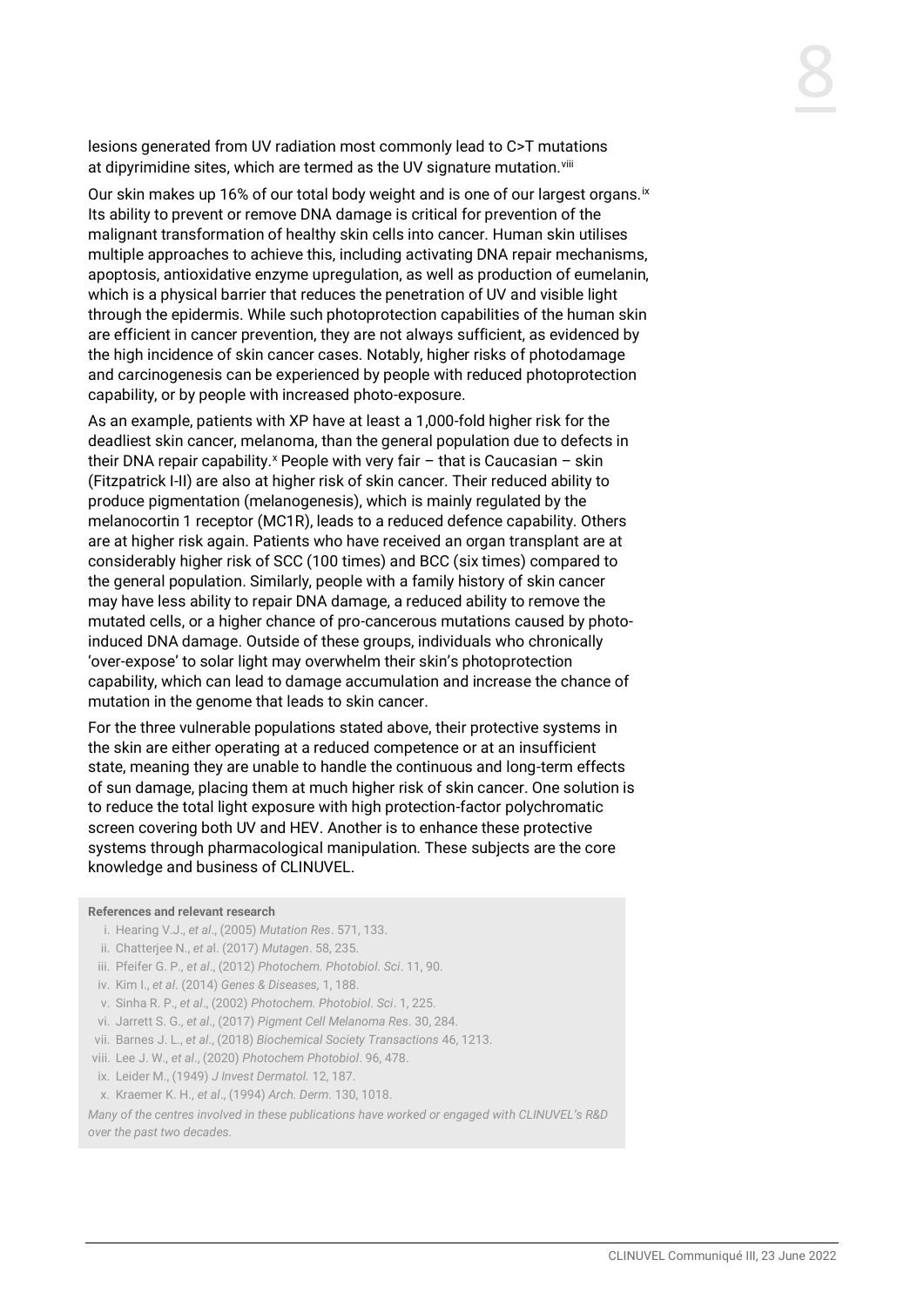lesions generated from UV radiation most commonly lead to C>T mutations at dipyrimidine sites, which are termed as the UV signature mutation.[viii]

Our skin makes up 16% of our total body weight and is one of our largest organs.[ix] Its ability to prevent or remove DNA damage is critical for prevention of the malignant transformation of healthy skin cells into cancer. Human skin utilises multiple approaches to achieve this, including activating DNA repair mechanisms, apoptosis, antioxidative enzyme upregulation, as well as production of eumelanin, which is a physical barrier that reduces the penetration of UV and visible light through the epidermis. While such photoprotection capabilities of the human skin are efficient in cancer prevention, they are not always sufficient, as evidenced by the high incidence of skin cancer cases. Notably, higher risks of photodamage and carcinogenesis can be experienced by people with reduced photoprotection capability, or by people with increased photo-exposure.

As an example, patients with XP have at least a 1,000-fold higher risk for the deadliest skin cancer, melanoma, than the general population due to defects in their DNA repair capability.[x] People with very fair – that is Caucasian – skin (Fitzpatrick I-II) are also at higher risk of skin cancer. Their reduced ability to produce pigmentation (melanogenesis), which is mainly regulated by the melanocortin 1 receptor (MC1R), leads to a reduced defence capability. Others are at higher risk again. Patients who have received an organ transplant are at considerably higher risk of SCC (100 times) and BCC (six times) compared to the general population. Similarly, people with a family history of skin cancer may have less ability to repair DNA damage, a reduced ability to remove the mutated cells, or a higher chance of pro-cancerous mutations caused by photo-induced DNA damage. Outside of these groups, individuals who chronically 'over-expose' to solar light may overwhelm their skin's photoprotection capability, which can lead to damage accumulation and increase the chance of mutation in the genome that leads to skin cancer.

For the three vulnerable populations stated above, their protective systems in the skin are either operating at a reduced competence or at an insufficient state, meaning they are unable to handle the continuous and long-term effects of sun damage, placing them at much higher risk of skin cancer. One solution is to reduce the total light exposure with high protection-factor polychromatic screen covering both UV and HEV. Another is to enhance these protective systems through pharmacological manipulation. These subjects are the core knowledge and business of CLINUVEL.

**References and relevant research**

i. Hearing V.J., *et al*., (2005) *Mutation Res*. 571, 133.
ii. Chatterjee N., *et al*. (2017) *Mutagen*. 58, 235.
iii. Pfeifer G. P., *et al*., (2012) *Photochem. Photobiol. Sci*. 11, 90.
iv. Kim I., *et al*. (2014) *Genes & Diseases*, 1, 188.
v. Sinha R. P., *et al*., (2002) *Photochem. Photobiol. Sci*. 1, 225.
vi. Jarrett S. G., *et al*., (2017) *Pigment Cell Melanoma Res*. 30, 284.
vii. Barnes J. L., *et al*., (2018) *Biochemical Society Transactions* 46, 1213.
viii. Lee J. W., *et al*., (2020) *Photochem Photobiol*. 96, 478.
ix. Leider M., (1949) *J Invest Dermatol.* 12, 187.
x. Kraemer K. H., *et al*., (1994) *Arch. Derm*. 130, 1018.

*Many of the centres involved in these publications have worked or engaged with CLINUVEL's R&D over the past two decades.*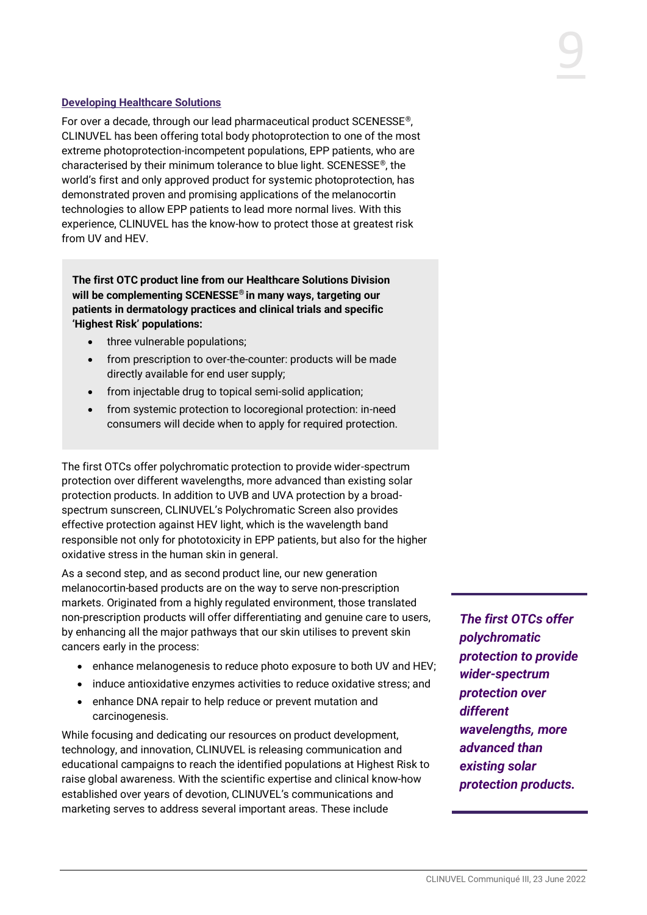## Developing Healthcare Solutions

For over a decade, through our lead pharmaceutical product SCENESSE®, CLINUVEL has been offering total body photoprotection to one of the most extreme photoprotection-incompetent populations, EPP patients, who are characterised by their minimum tolerance to blue light. SCENESSE®, the world's first and only approved product for systemic photoprotection, has demonstrated proven and promising applications of the melanocortin technologies to allow EPP patients to lead more normal lives. With this experience, CLINUVEL has the know-how to protect those at greatest risk from UV and HEV.

**The first OTC product line from our Healthcare Solutions Division will be complementing SCENESSE® in many ways, targeting our patients in dermatology practices and clinical trials and specific 'Highest Risk' populations:**

- three vulnerable populations;
- from prescription to over-the-counter: products will be made directly available for end user supply;
- from injectable drug to topical semi-solid application;
- from systemic protection to locoregional protection: in-need consumers will decide when to apply for required protection.

The first OTCs offer polychromatic protection to provide wider-spectrum protection over different wavelengths, more advanced than existing solar protection products. In addition to UVB and UVA protection by a broad-spectrum sunscreen, CLINUVEL's Polychromatic Screen also provides effective protection against HEV light, which is the wavelength band responsible not only for phototoxicity in EPP patients, but also for the higher oxidative stress in the human skin in general.

***The first OTCs offer polychromatic protection to provide wider-spectrum protection over different wavelengths, more advanced than existing solar protection products.***

As a second step, and as second product line, our new generation melanocortin-based products are on the way to serve non-prescription markets. Originated from a highly regulated environment, those translated non-prescription products will offer differentiating and genuine care to users, by enhancing all the major pathways that our skin utilises to prevent skin cancers early in the process:

- enhance melanogenesis to reduce photo exposure to both UV and HEV;
- induce antioxidative enzymes activities to reduce oxidative stress; and
- enhance DNA repair to help reduce or prevent mutation and carcinogenesis.

While focusing and dedicating our resources on product development, technology, and innovation, CLINUVEL is releasing communication and educational campaigns to reach the identified populations at Highest Risk to raise global awareness. With the scientific expertise and clinical know-how established over years of devotion, CLINUVEL's communications and marketing serves to address several important areas. These include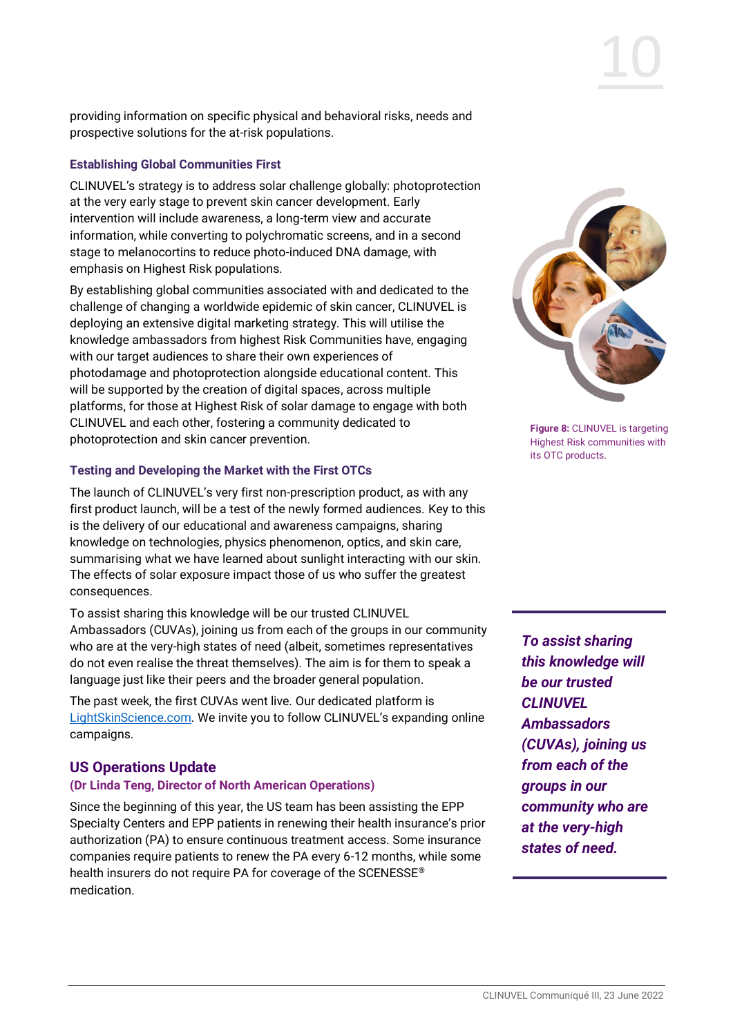providing information on specific physical and behavioral risks, needs and prospective solutions for the at-risk populations.

### Establishing Global Communities First

CLINUVEL's strategy is to address solar challenge globally: photoprotection at the very early stage to prevent skin cancer development. Early intervention will include awareness, a long-term view and accurate information, while converting to polychromatic screens, and in a second stage to melanocortins to reduce photo-induced DNA damage, with emphasis on Highest Risk populations.

By establishing global communities associated with and dedicated to the challenge of changing a worldwide epidemic of skin cancer, CLINUVEL is deploying an extensive digital marketing strategy. This will utilise the knowledge ambassadors from highest Risk Communities have, engaging with our target audiences to share their own experiences of photodamage and photoprotection alongside educational content. This will be supported by the creation of digital spaces, across multiple platforms, for those at Highest Risk of solar damage to engage with both CLINUVEL and each other, fostering a community dedicated to photoprotection and skin cancer prevention.

**Figure 8:** CLINUVEL is targeting Highest Risk communities with its OTC products.

### Testing and Developing the Market with the First OTCs

The launch of CLINUVEL's very first non-prescription product, as with any first product launch, will be a test of the newly formed audiences. Key to this is the delivery of our educational and awareness campaigns, sharing knowledge on technologies, physics phenomenon, optics, and skin care, summarising what we have learned about sunlight interacting with our skin. The effects of solar exposure impact those of us who suffer the greatest consequences.

To assist sharing this knowledge will be our trusted CLINUVEL Ambassadors (CUVAs), joining us from each of the groups in our community who are at the very-high states of need (albeit, sometimes representatives do not even realise the threat themselves). The aim is for them to speak a language just like their peers and the broader general population.

*__To assist sharing this knowledge will be our trusted CLINUVEL Ambassadors (CUVAs), joining us from each of the groups in our community who are at the very-high states of need.__*

The past week, the first CUVAs went live. Our dedicated platform is LightSkinScience.com. We invite you to follow CLINUVEL's expanding online campaigns.

## US Operations Update

**(Dr Linda Teng, Director of North American Operations)**

Since the beginning of this year, the US team has been assisting the EPP Specialty Centers and EPP patients in renewing their health insurance's prior authorization (PA) to ensure continuous treatment access. Some insurance companies require patients to renew the PA every 6-12 months, while some health insurers do not require PA for coverage of the SCENESSE® medication.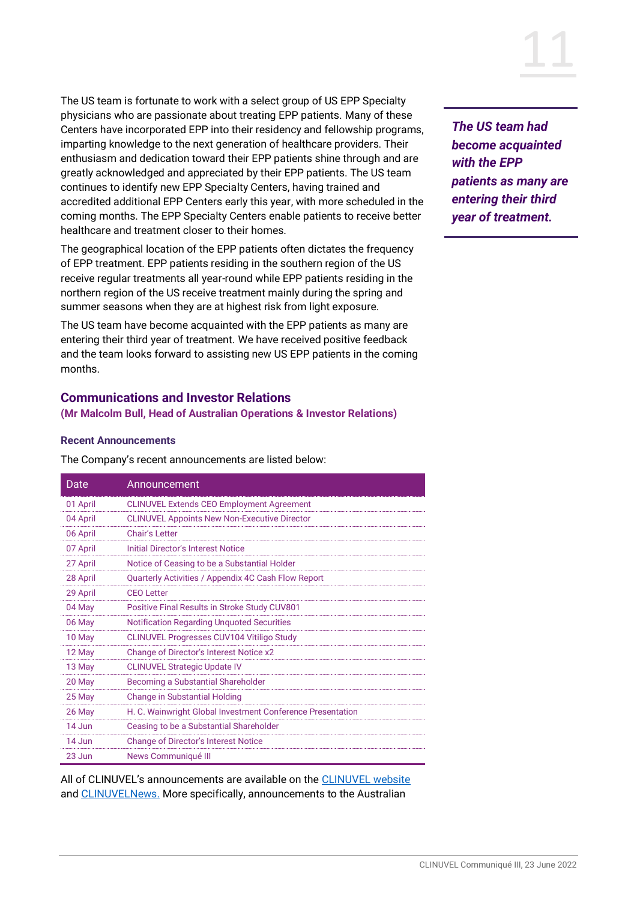The US team is fortunate to work with a select group of US EPP Specialty physicians who are passionate about treating EPP patients. Many of these Centers have incorporated EPP into their residency and fellowship programs, imparting knowledge to the next generation of healthcare providers. Their enthusiasm and dedication toward their EPP patients shine through and are greatly acknowledged and appreciated by their EPP patients. The US team continues to identify new EPP Specialty Centers, having trained and accredited additional EPP Centers early this year, with more scheduled in the coming months. The EPP Specialty Centers enable patients to receive better healthcare and treatment closer to their homes.

The geographical location of the EPP patients often dictates the frequency of EPP treatment. EPP patients residing in the southern region of the US receive regular treatments all year-round while EPP patients residing in the northern region of the US receive treatment mainly during the spring and summer seasons when they are at highest risk from light exposure.

The US team have become acquainted with the EPP patients as many are entering their third year of treatment. We have received positive feedback and the team looks forward to assisting new US EPP patients in the coming months.

***The US team had become acquainted with the EPP patients as many are entering their third year of treatment.***

## Communications and Investor Relations

**(Mr Malcolm Bull, Head of Australian Operations & Investor Relations)**

### Recent Announcements

The Company's recent announcements are listed below:

| Date | Announcement |
|---|---|
| 01 April | CLINUVEL Extends CEO Employment Agreement |
| 04 April | CLINUVEL Appoints New Non-Executive Director |
| 06 April | Chair's Letter |
| 07 April | Initial Director's Interest Notice |
| 27 April | Notice of Ceasing to be a Substantial Holder |
| 28 April | Quarterly Activities / Appendix 4C Cash Flow Report |
| 29 April | CEO Letter |
| 04 May | Positive Final Results in Stroke Study CUV801 |
| 06 May | Notification Regarding Unquoted Securities |
| 10 May | CLINUVEL Progresses CUV104 Vitiligo Study |
| 12 May | Change of Director's Interest Notice x2 |
| 13 May | CLINUVEL Strategic Update IV |
| 20 May | Becoming a Substantial Shareholder |
| 25 May | Change in Substantial Holding |
| 26 May | H. C. Wainwright Global Investment Conference Presentation |
| 14 Jun | Ceasing to be a Substantial Shareholder |
| 14 Jun | Change of Director's Interest Notice |
| 23 Jun | News Communiqué III |

All of CLINUVEL's announcements are available on the CLINUVEL website and CLINUVELNews. More specifically, announcements to the Australian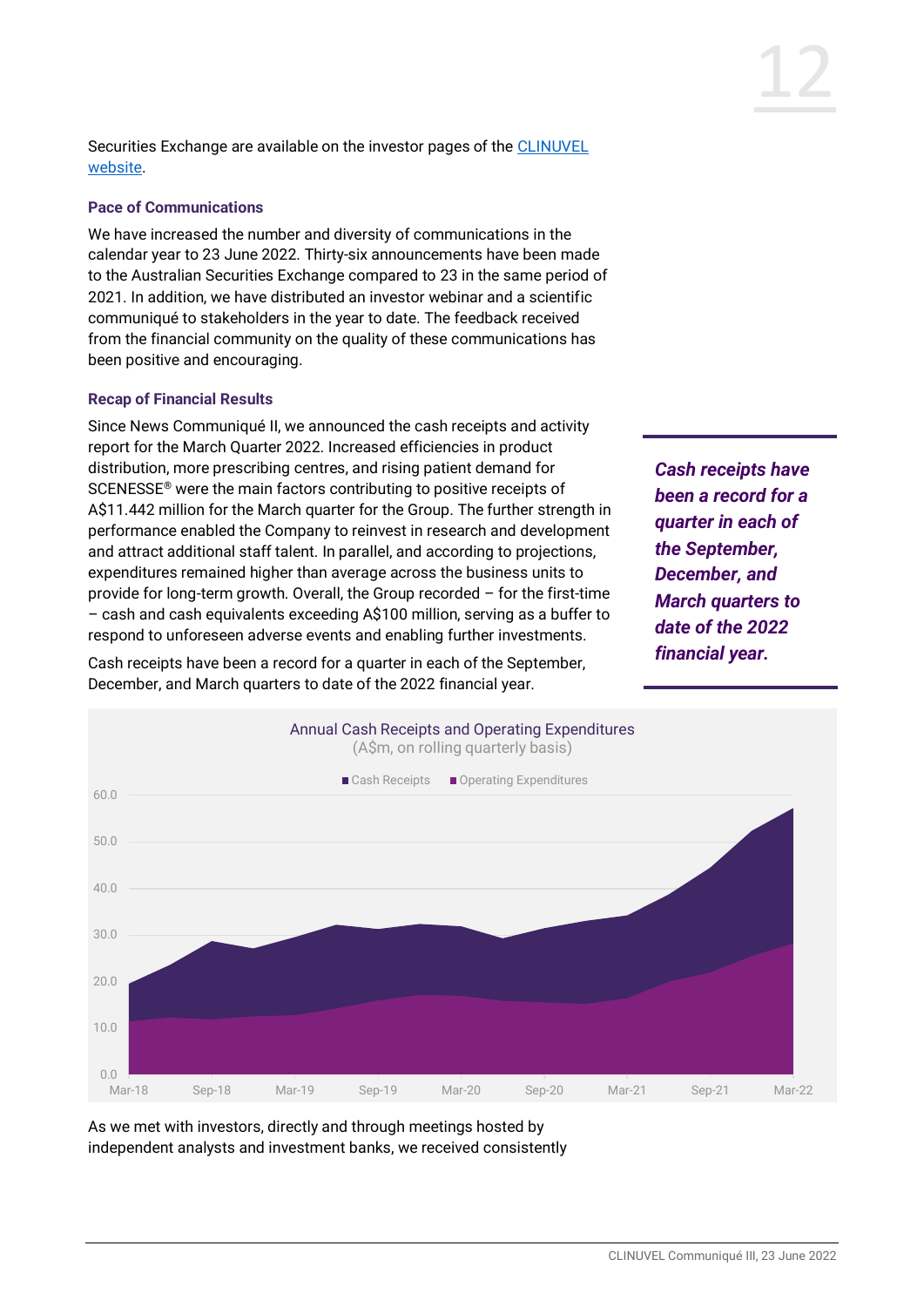Securities Exchange are available on the investor pages of the [CLINUVEL website](CLINUVEL website).

### Pace of Communications

We have increased the number and diversity of communications in the calendar year to 23 June 2022. Thirty-six announcements have been made to the Australian Securities Exchange compared to 23 in the same period of 2021. In addition, we have distributed an investor webinar and a scientific communiqué to stakeholders in the year to date. The feedback received from the financial community on the quality of these communications has been positive and encouraging.

### Recap of Financial Results

Since News Communiqué II, we announced the cash receipts and activity report for the March Quarter 2022. Increased efficiencies in product distribution, more prescribing centres, and rising patient demand for SCENESSE® were the main factors contributing to positive receipts of A$11.442 million for the March quarter for the Group. The further strength in performance enabled the Company to reinvest in research and development and attract additional staff talent. In parallel, and according to projections, expenditures remained higher than average across the business units to provide for long-term growth. Overall, the Group recorded – for the first-time – cash and cash equivalents exceeding A$100 million, serving as a buffer to respond to unforeseen adverse events and enabling further investments.

Cash receipts have been a record for a quarter in each of the September, December, and March quarters to date of the 2022 financial year.

***Cash receipts have been a record for a quarter in each of the September, December, and March quarters to date of the 2022 financial year.***

Annual Cash Receipts and Operating Expenditures
(A$m, on rolling quarterly basis)

Legend: Cash Receipts, Operating Expenditures

Y-axis: 0.0, 10.0, 20.0, 30.0, 40.0, 50.0, 60.0
X-axis: Mar-18, Sep-18, Mar-19, Sep-19, Mar-20, Sep-20, Mar-21, Sep-21, Mar-22

As we met with investors, directly and through meetings hosted by independent analysts and investment banks, we received consistently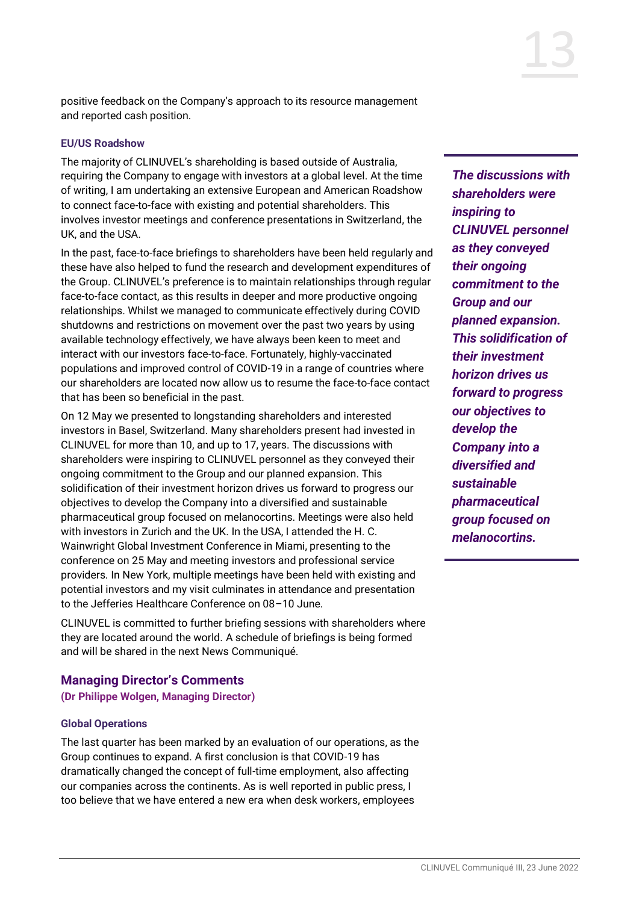positive feedback on the Company's approach to its resource management and reported cash position.

#### EU/US Roadshow

The majority of CLINUVEL's shareholding is based outside of Australia, requiring the Company to engage with investors at a global level. At the time of writing, I am undertaking an extensive European and American Roadshow to connect face-to-face with existing and potential shareholders. This involves investor meetings and conference presentations in Switzerland, the UK, and the USA.

In the past, face-to-face briefings to shareholders have been held regularly and these have also helped to fund the research and development expenditures of the Group. CLINUVEL's preference is to maintain relationships through regular face-to-face contact, as this results in deeper and more productive ongoing relationships. Whilst we managed to communicate effectively during COVID shutdowns and restrictions on movement over the past two years by using available technology effectively, we have always been keen to meet and interact with our investors face-to-face. Fortunately, highly-vaccinated populations and improved control of COVID-19 in a range of countries where our shareholders are located now allow us to resume the face-to-face contact that has been so beneficial in the past.

On 12 May we presented to longstanding shareholders and interested investors in Basel, Switzerland. Many shareholders present had invested in CLINUVEL for more than 10, and up to 17, years. The discussions with shareholders were inspiring to CLINUVEL personnel as they conveyed their ongoing commitment to the Group and our planned expansion. This solidification of their investment horizon drives us forward to progress our objectives to develop the Company into a diversified and sustainable pharmaceutical group focused on melanocortins. Meetings were also held with investors in Zurich and the UK. In the USA, I attended the H. C. Wainwright Global Investment Conference in Miami, presenting to the conference on 25 May and meeting investors and professional service providers. In New York, multiple meetings have been held with existing and potential investors and my visit culminates in attendance and presentation to the Jefferies Healthcare Conference on 08–10 June.

***The discussions with shareholders were inspiring to CLINUVEL personnel as they conveyed their ongoing commitment to the Group and our planned expansion. This solidification of their investment horizon drives us forward to progress our objectives to develop the Company into a diversified and sustainable pharmaceutical group focused on melanocortins.***

CLINUVEL is committed to further briefing sessions with shareholders where they are located around the world. A schedule of briefings is being formed and will be shared in the next News Communiqué.

### Managing Director's Comments

**(Dr Philippe Wolgen, Managing Director)**

#### Global Operations

The last quarter has been marked by an evaluation of our operations, as the Group continues to expand. A first conclusion is that COVID-19 has dramatically changed the concept of full-time employment, also affecting our companies across the continents. As is well reported in public press, I too believe that we have entered a new era when desk workers, employees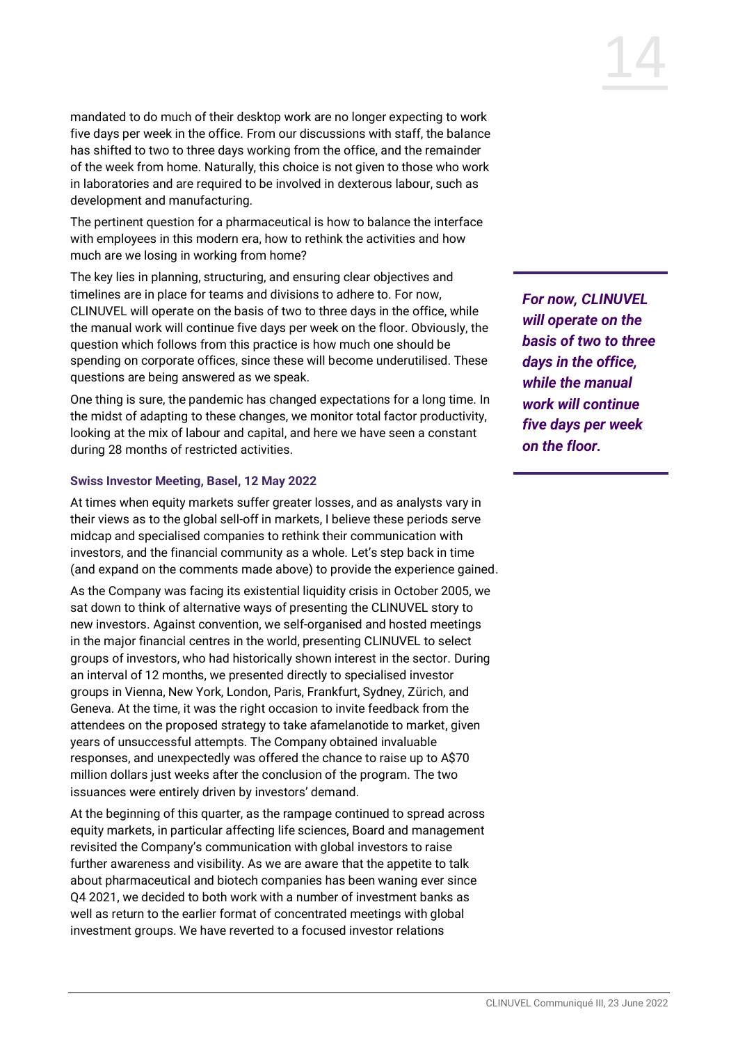mandated to do much of their desktop work are no longer expecting to work five days per week in the office. From our discussions with staff, the balance has shifted to two to three days working from the office, and the remainder of the week from home. Naturally, this choice is not given to those who work in laboratories and are required to be involved in dexterous labour, such as development and manufacturing.

The pertinent question for a pharmaceutical is how to balance the interface with employees in this modern era, how to rethink the activities and how much are we losing in working from home?

The key lies in planning, structuring, and ensuring clear objectives and timelines are in place for teams and divisions to adhere to. For now, CLINUVEL will operate on the basis of two to three days in the office, while the manual work will continue five days per week on the floor. Obviously, the question which follows from this practice is how much one should be spending on corporate offices, since these will become underutilised. These questions are being answered as we speak.

> ***For now, CLINUVEL will operate on the basis of two to three days in the office, while the manual work will continue five days per week on the floor.***

One thing is sure, the pandemic has changed expectations for a long time. In the midst of adapting to these changes, we monitor total factor productivity, looking at the mix of labour and capital, and here we have seen a constant during 28 months of restricted activities.

### Swiss Investor Meeting, Basel, 12 May 2022

At times when equity markets suffer greater losses, and as analysts vary in their views as to the global sell-off in markets, I believe these periods serve midcap and specialised companies to rethink their communication with investors, and the financial community as a whole. Let's step back in time (and expand on the comments made above) to provide the experience gained.

As the Company was facing its existential liquidity crisis in October 2005, we sat down to think of alternative ways of presenting the CLINUVEL story to new investors. Against convention, we self-organised and hosted meetings in the major financial centres in the world, presenting CLINUVEL to select groups of investors, who had historically shown interest in the sector. During an interval of 12 months, we presented directly to specialised investor groups in Vienna, New York, London, Paris, Frankfurt, Sydney, Zürich, and Geneva. At the time, it was the right occasion to invite feedback from the attendees on the proposed strategy to take afamelanotide to market, given years of unsuccessful attempts. The Company obtained invaluable responses, and unexpectedly was offered the chance to raise up to A$70 million dollars just weeks after the conclusion of the program. The two issuances were entirely driven by investors' demand.

At the beginning of this quarter, as the rampage continued to spread across equity markets, in particular affecting life sciences, Board and management revisited the Company's communication with global investors to raise further awareness and visibility. As we are aware that the appetite to talk about pharmaceutical and biotech companies has been waning ever since Q4 2021, we decided to both work with a number of investment banks as well as return to the earlier format of concentrated meetings with global investment groups. We have reverted to a focused investor relations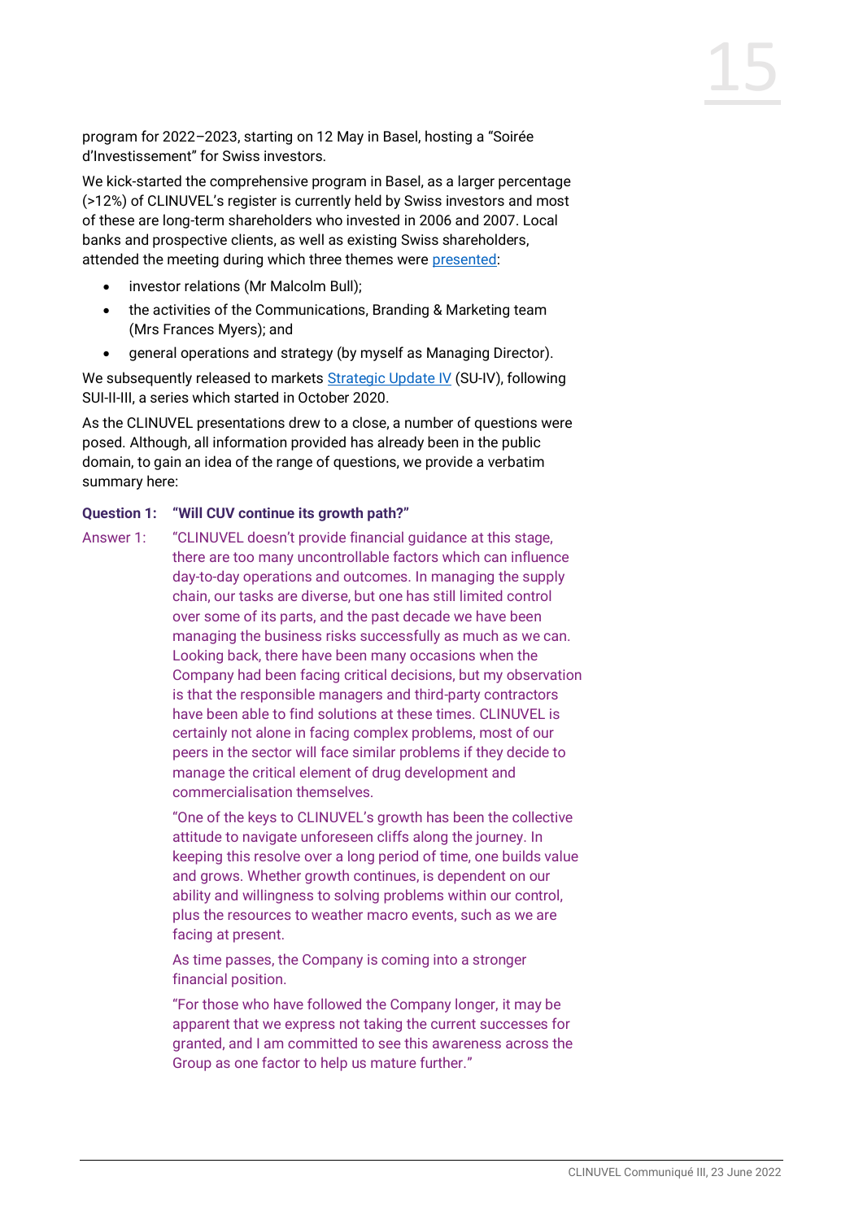program for 2022–2023, starting on 12 May in Basel, hosting a "Soirée d'Investissement" for Swiss investors.

We kick-started the comprehensive program in Basel, as a larger percentage (>12%) of CLINUVEL's register is currently held by Swiss investors and most of these are long-term shareholders who invested in 2006 and 2007. Local banks and prospective clients, as well as existing Swiss shareholders, attended the meeting during which three themes were presented:

- investor relations (Mr Malcolm Bull);
- the activities of the Communications, Branding & Marketing team (Mrs Frances Myers); and
- general operations and strategy (by myself as Managing Director).

We subsequently released to markets Strategic Update IV (SU-IV), following SUI-II-III, a series which started in October 2020.

As the CLINUVEL presentations drew to a close, a number of questions were posed. Although, all information provided has already been in the public domain, to gain an idea of the range of questions, we provide a verbatim summary here:

**Question 1: "Will CUV continue its growth path?"**

Answer 1: "CLINUVEL doesn't provide financial guidance at this stage, there are too many uncontrollable factors which can influence day-to-day operations and outcomes. In managing the supply chain, our tasks are diverse, but one has still limited control over some of its parts, and the past decade we have been managing the business risks successfully as much as we can. Looking back, there have been many occasions when the Company had been facing critical decisions, but my observation is that the responsible managers and third-party contractors have been able to find solutions at these times. CLINUVEL is certainly not alone in facing complex problems, most of our peers in the sector will face similar problems if they decide to manage the critical element of drug development and commercialisation themselves.

"One of the keys to CLINUVEL's growth has been the collective attitude to navigate unforeseen cliffs along the journey. In keeping this resolve over a long period of time, one builds value and grows. Whether growth continues, is dependent on our ability and willingness to solving problems within our control, plus the resources to weather macro events, such as we are facing at present.

As time passes, the Company is coming into a stronger financial position.

"For those who have followed the Company longer, it may be apparent that we express not taking the current successes for granted, and I am committed to see this awareness across the Group as one factor to help us mature further."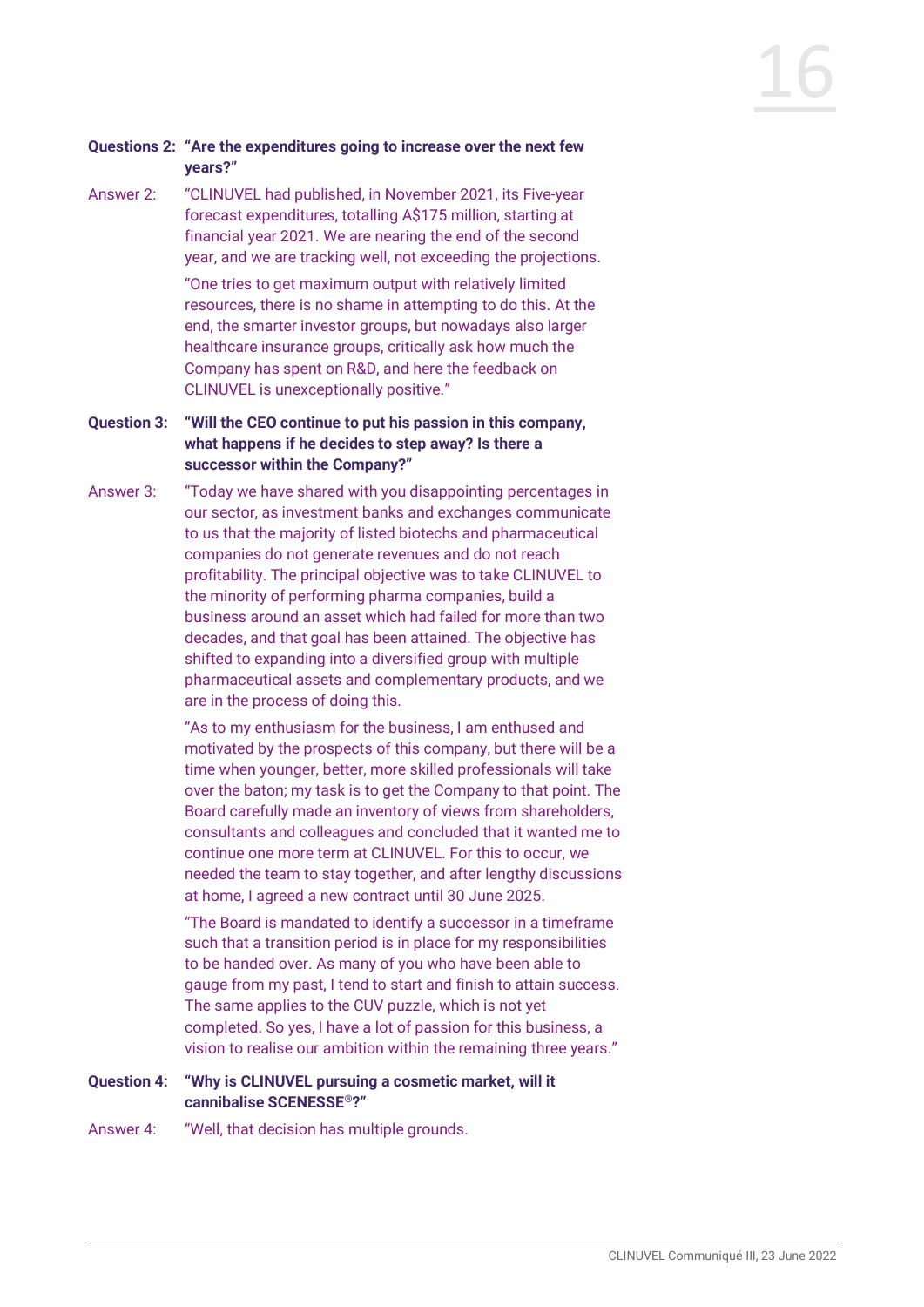**Questions 2: "Are the expenditures going to increase over the next few years?"**

Answer 2: "CLINUVEL had published, in November 2021, its Five-year forecast expenditures, totalling A$175 million, starting at financial year 2021. We are nearing the end of the second year, and we are tracking well, not exceeding the projections.

"One tries to get maximum output with relatively limited resources, there is no shame in attempting to do this. At the end, the smarter investor groups, but nowadays also larger healthcare insurance groups, critically ask how much the Company has spent on R&D, and here the feedback on CLINUVEL is unexceptionally positive."

**Question 3: "Will the CEO continue to put his passion in this company, what happens if he decides to step away? Is there a successor within the Company?"**

Answer 3: "Today we have shared with you disappointing percentages in our sector, as investment banks and exchanges communicate to us that the majority of listed biotechs and pharmaceutical companies do not generate revenues and do not reach profitability. The principal objective was to take CLINUVEL to the minority of performing pharma companies, build a business around an asset which had failed for more than two decades, and that goal has been attained. The objective has shifted to expanding into a diversified group with multiple pharmaceutical assets and complementary products, and we are in the process of doing this.

"As to my enthusiasm for the business, I am enthused and motivated by the prospects of this company, but there will be a time when younger, better, more skilled professionals will take over the baton; my task is to get the Company to that point. The Board carefully made an inventory of views from shareholders, consultants and colleagues and concluded that it wanted me to continue one more term at CLINUVEL. For this to occur, we needed the team to stay together, and after lengthy discussions at home, I agreed a new contract until 30 June 2025.

"The Board is mandated to identify a successor in a timeframe such that a transition period is in place for my responsibilities to be handed over. As many of you who have been able to gauge from my past, I tend to start and finish to attain success. The same applies to the CUV puzzle, which is not yet completed. So yes, I have a lot of passion for this business, a vision to realise our ambition within the remaining three years."

**Question 4: "Why is CLINUVEL pursuing a cosmetic market, will it cannibalise SCENESSE®?"**

Answer 4: "Well, that decision has multiple grounds.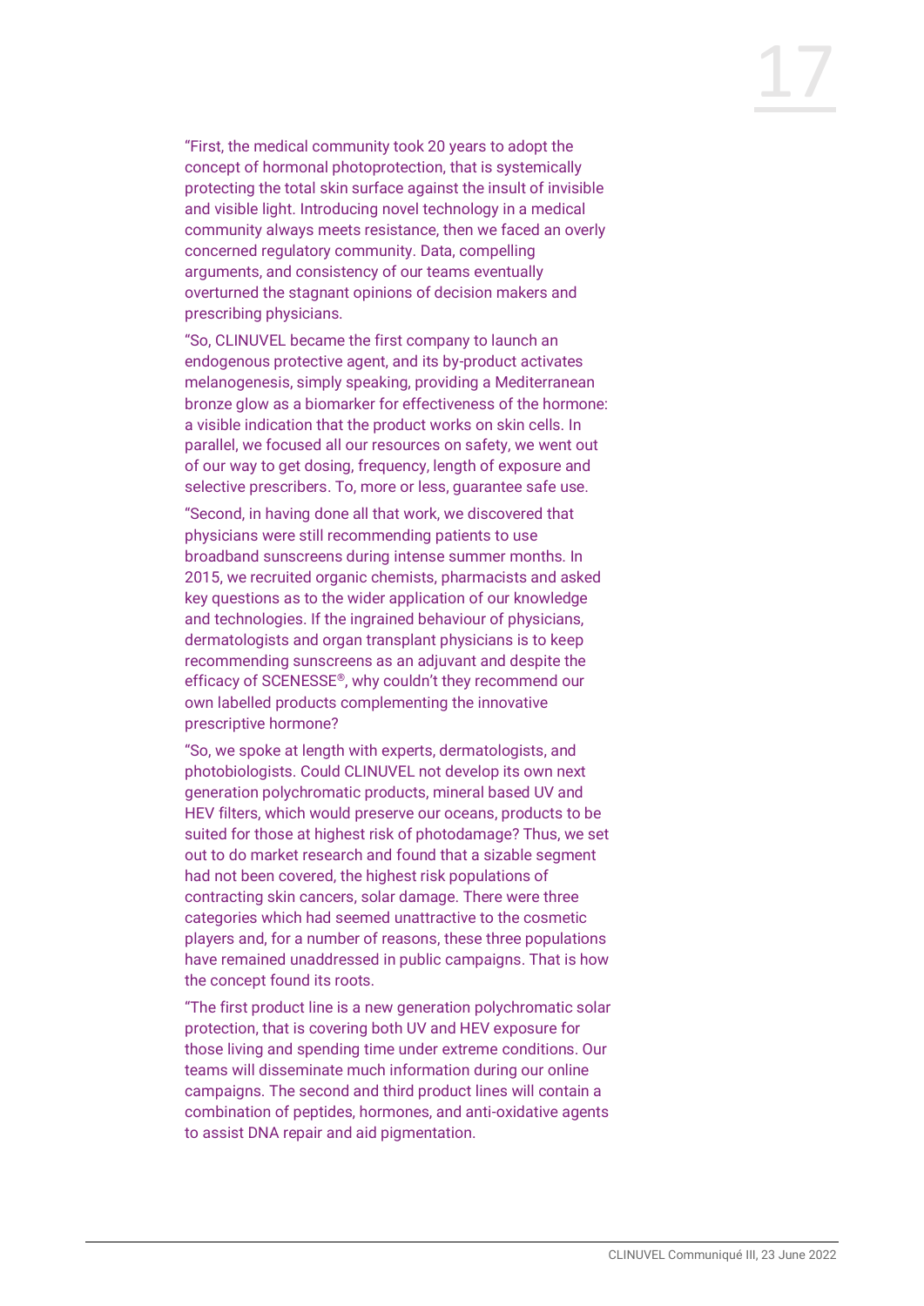"First, the medical community took 20 years to adopt the concept of hormonal photoprotection, that is systemically protecting the total skin surface against the insult of invisible and visible light. Introducing novel technology in a medical community always meets resistance, then we faced an overly concerned regulatory community. Data, compelling arguments, and consistency of our teams eventually overturned the stagnant opinions of decision makers and prescribing physicians.

"So, CLINUVEL became the first company to launch an endogenous protective agent, and its by-product activates melanogenesis, simply speaking, providing a Mediterranean bronze glow as a biomarker for effectiveness of the hormone: a visible indication that the product works on skin cells. In parallel, we focused all our resources on safety, we went out of our way to get dosing, frequency, length of exposure and selective prescribers. To, more or less, guarantee safe use.

"Second, in having done all that work, we discovered that physicians were still recommending patients to use broadband sunscreens during intense summer months. In 2015, we recruited organic chemists, pharmacists and asked key questions as to the wider application of our knowledge and technologies. If the ingrained behaviour of physicians, dermatologists and organ transplant physicians is to keep recommending sunscreens as an adjuvant and despite the efficacy of SCENESSE®, why couldn't they recommend our own labelled products complementing the innovative prescriptive hormone?

"So, we spoke at length with experts, dermatologists, and photobiologists. Could CLINUVEL not develop its own next generation polychromatic products, mineral based UV and HEV filters, which would preserve our oceans, products to be suited for those at highest risk of photodamage? Thus, we set out to do market research and found that a sizable segment had not been covered, the highest risk populations of contracting skin cancers, solar damage. There were three categories which had seemed unattractive to the cosmetic players and, for a number of reasons, these three populations have remained unaddressed in public campaigns. That is how the concept found its roots.

"The first product line is a new generation polychromatic solar protection, that is covering both UV and HEV exposure for those living and spending time under extreme conditions. Our teams will disseminate much information during our online campaigns. The second and third product lines will contain a combination of peptides, hormones, and anti-oxidative agents to assist DNA repair and aid pigmentation.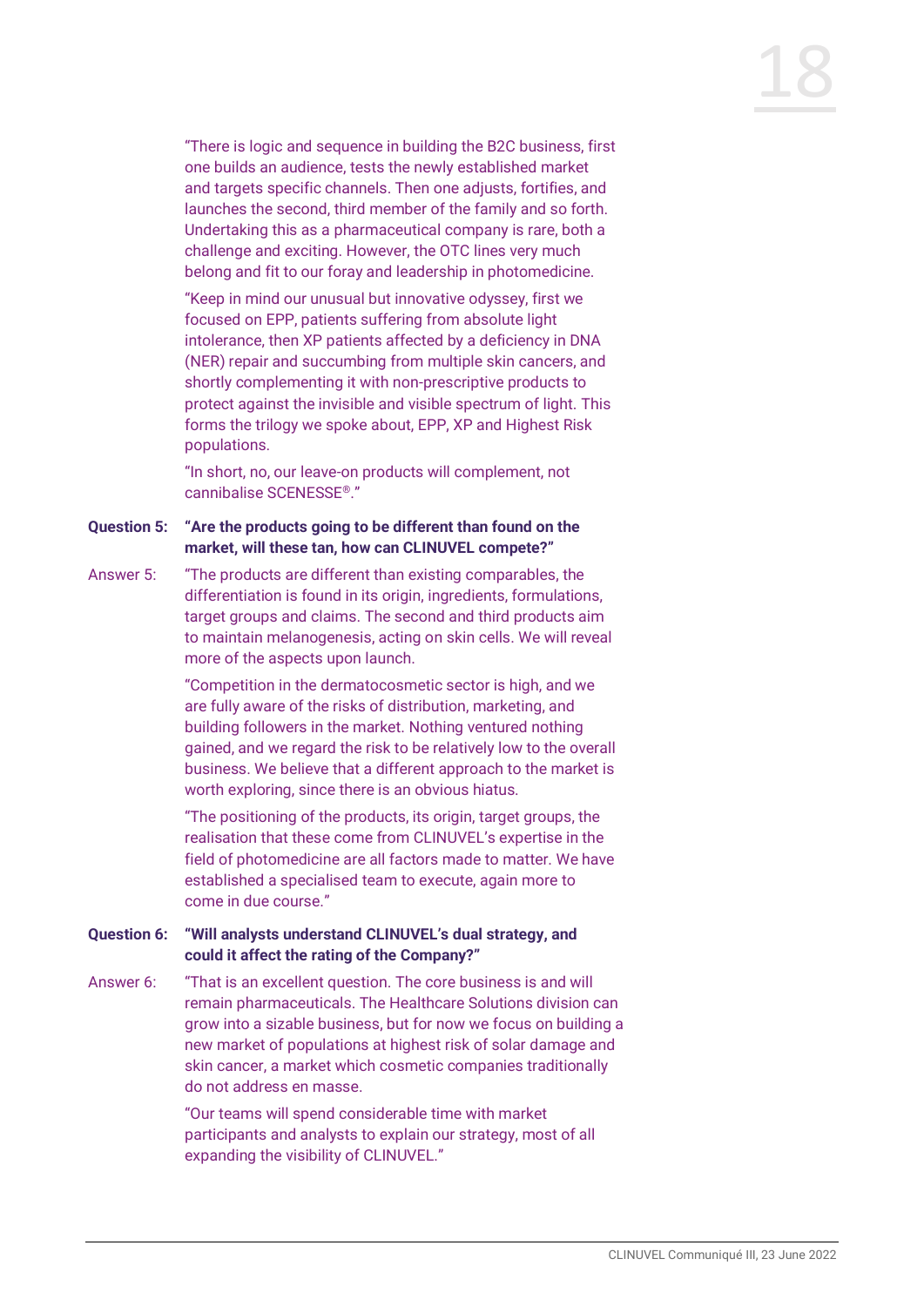"There is logic and sequence in building the B2C business, first one builds an audience, tests the newly established market and targets specific channels. Then one adjusts, fortifies, and launches the second, third member of the family and so forth. Undertaking this as a pharmaceutical company is rare, both a challenge and exciting. However, the OTC lines very much belong and fit to our foray and leadership in photomedicine.

"Keep in mind our unusual but innovative odyssey, first we focused on EPP, patients suffering from absolute light intolerance, then XP patients affected by a deficiency in DNA (NER) repair and succumbing from multiple skin cancers, and shortly complementing it with non-prescriptive products to protect against the invisible and visible spectrum of light. This forms the trilogy we spoke about, EPP, XP and Highest Risk populations.

"In short, no, our leave-on products will complement, not cannibalise SCENESSE®."

**Question 5: "Are the products going to be different than found on the market, will these tan, how can CLINUVEL compete?"**

Answer 5: "The products are different than existing comparables, the differentiation is found in its origin, ingredients, formulations, target groups and claims. The second and third products aim to maintain melanogenesis, acting on skin cells. We will reveal more of the aspects upon launch.

"Competition in the dermatocosmetic sector is high, and we are fully aware of the risks of distribution, marketing, and building followers in the market. Nothing ventured nothing gained, and we regard the risk to be relatively low to the overall business. We believe that a different approach to the market is worth exploring, since there is an obvious hiatus.

"The positioning of the products, its origin, target groups, the realisation that these come from CLINUVEL's expertise in the field of photomedicine are all factors made to matter. We have established a specialised team to execute, again more to come in due course."

**Question 6: "Will analysts understand CLINUVEL's dual strategy, and could it affect the rating of the Company?"**

Answer 6: "That is an excellent question. The core business is and will remain pharmaceuticals. The Healthcare Solutions division can grow into a sizable business, but for now we focus on building a new market of populations at highest risk of solar damage and skin cancer, a market which cosmetic companies traditionally do not address en masse.

"Our teams will spend considerable time with market participants and analysts to explain our strategy, most of all expanding the visibility of CLINUVEL."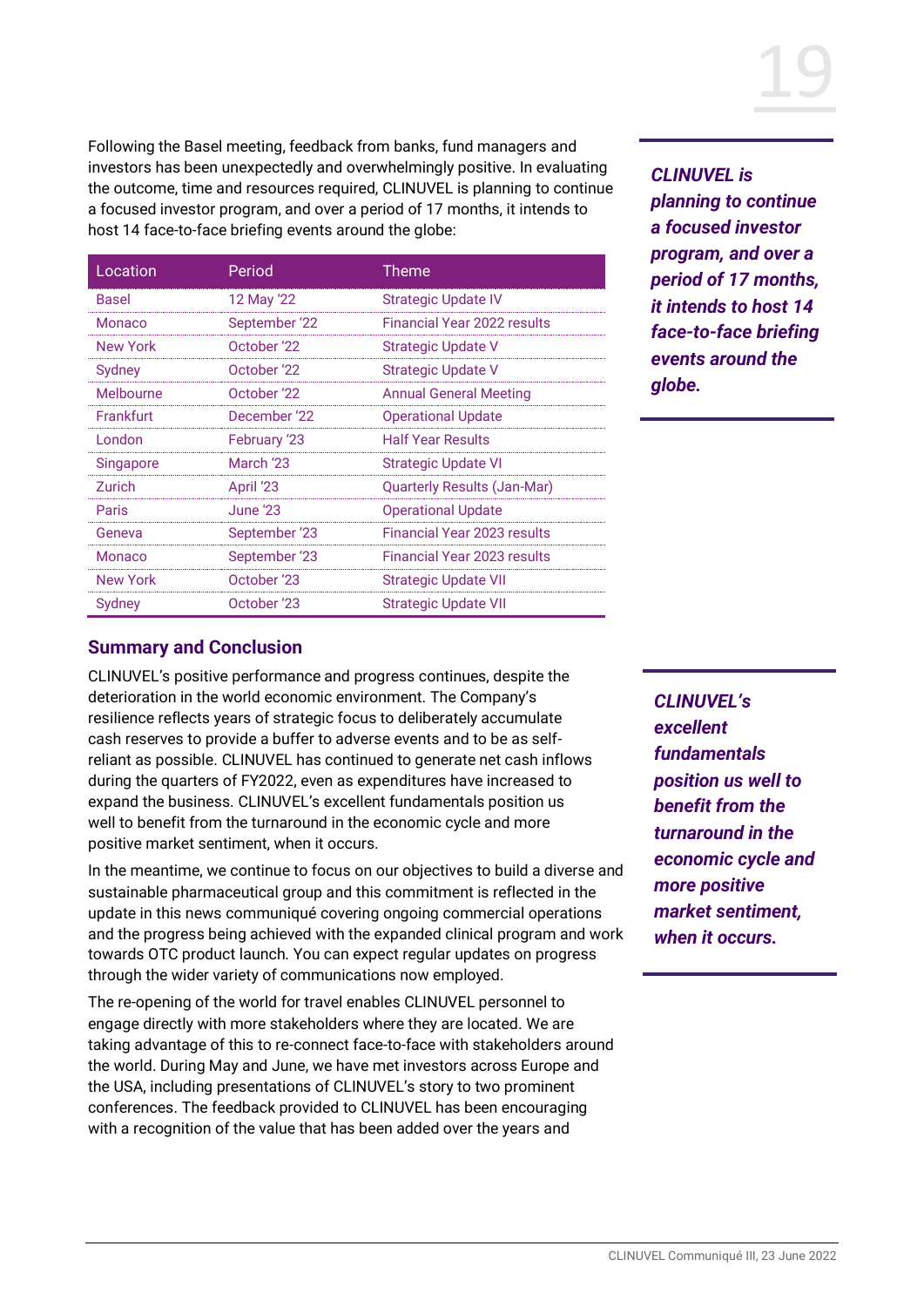Following the Basel meeting, feedback from banks, fund managers and investors has been unexpectedly and overwhelmingly positive. In evaluating the outcome, time and resources required, CLINUVEL is planning to continue a focused investor program, and over a period of 17 months, it intends to host 14 face-to-face briefing events around the globe:

| Location | Period | Theme |
|---|---|---|
| Basel | 12 May '22 | Strategic Update IV |
| Monaco | September '22 | Financial Year 2022 results |
| New York | October '22 | Strategic Update V |
| Sydney | October '22 | Strategic Update V |
| Melbourne | October '22 | Annual General Meeting |
| Frankfurt | December '22 | Operational Update |
| London | February '23 | Half Year Results |
| Singapore | March '23 | Strategic Update VI |
| Zurich | April '23 | Quarterly Results (Jan-Mar) |
| Paris | June '23 | Operational Update |
| Geneva | September '23 | Financial Year 2023 results |
| Monaco | September '23 | Financial Year 2023 results |
| New York | October '23 | Strategic Update VII |
| Sydney | October '23 | Strategic Update VII |

***CLINUVEL is planning to continue a focused investor program, and over a period of 17 months, it intends to host 14 face-to-face briefing events around the globe.***

## Summary and Conclusion

CLINUVEL's positive performance and progress continues, despite the deterioration in the world economic environment. The Company's resilience reflects years of strategic focus to deliberately accumulate cash reserves to provide a buffer to adverse events and to be as self-reliant as possible. CLINUVEL has continued to generate net cash inflows during the quarters of FY2022, even as expenditures have increased to expand the business. CLINUVEL's excellent fundamentals position us well to benefit from the turnaround in the economic cycle and more positive market sentiment, when it occurs.

***CLINUVEL's excellent fundamentals position us well to benefit from the turnaround in the economic cycle and more positive market sentiment, when it occurs.***

In the meantime, we continue to focus on our objectives to build a diverse and sustainable pharmaceutical group and this commitment is reflected in the update in this news communiqué covering ongoing commercial operations and the progress being achieved with the expanded clinical program and work towards OTC product launch. You can expect regular updates on progress through the wider variety of communications now employed.

The re-opening of the world for travel enables CLINUVEL personnel to engage directly with more stakeholders where they are located. We are taking advantage of this to re-connect face-to-face with stakeholders around the world. During May and June, we have met investors across Europe and the USA, including presentations of CLINUVEL's story to two prominent conferences. The feedback provided to CLINUVEL has been encouraging with a recognition of the value that has been added over the years and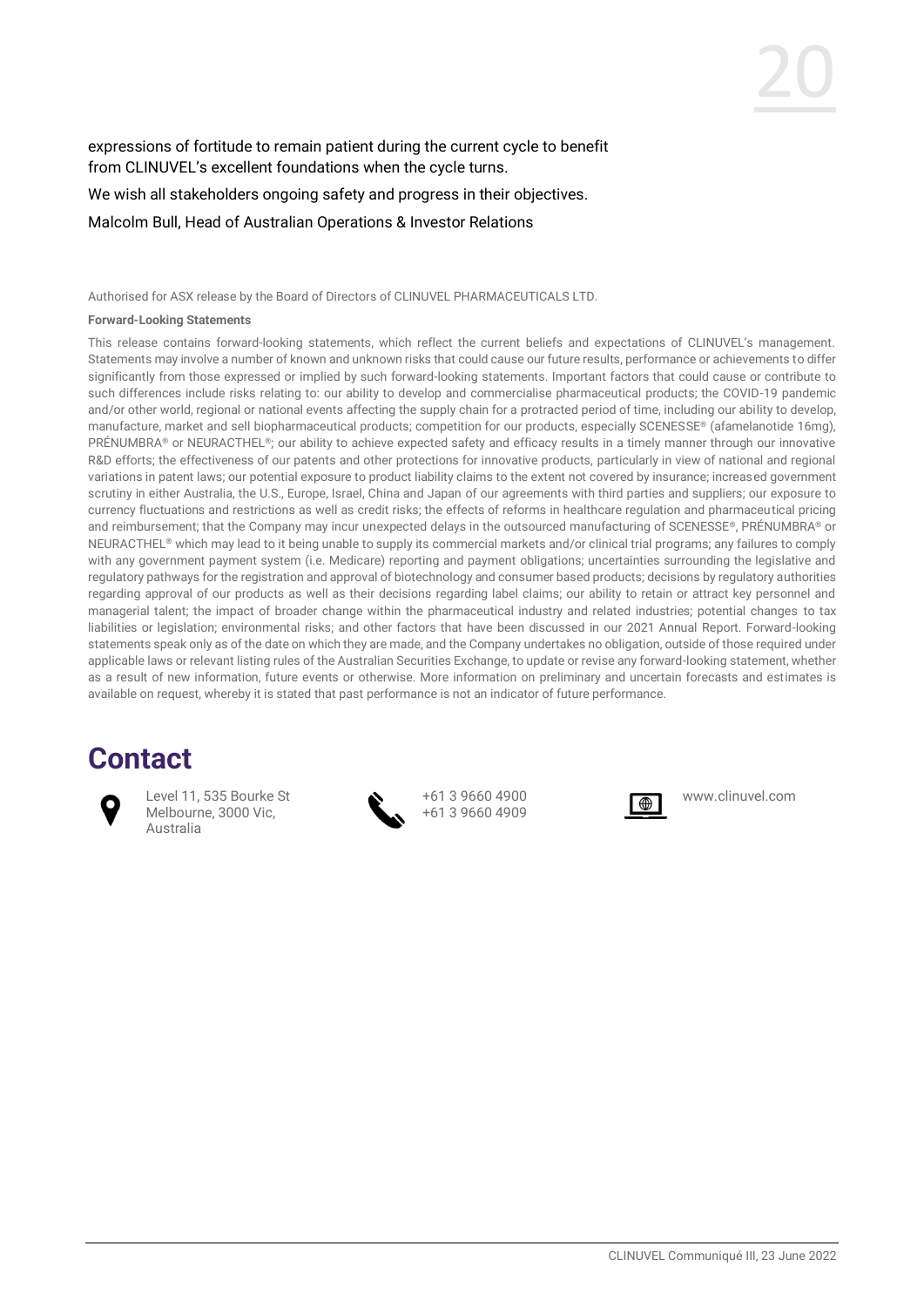expressions of fortitude to remain patient during the current cycle to benefit from CLINUVEL's excellent foundations when the cycle turns.

We wish all stakeholders ongoing safety and progress in their objectives.

Malcolm Bull, Head of Australian Operations & Investor Relations

Authorised for ASX release by the Board of Directors of CLINUVEL PHARMACEUTICALS LTD.

**Forward-Looking Statements**

This release contains forward-looking statements, which reflect the current beliefs and expectations of CLINUVEL's management. Statements may involve a number of known and unknown risks that could cause our future results, performance or achievements to differ significantly from those expressed or implied by such forward-looking statements. Important factors that could cause or contribute to such differences include risks relating to: our ability to develop and commercialise pharmaceutical products; the COVID-19 pandemic and/or other world, regional or national events affecting the supply chain for a protracted period of time, including our ability to develop, manufacture, market and sell biopharmaceutical products; competition for our products, especially SCENESSE® (afamelanotide 16mg), PRÉNUMBRA® or NEURACTHEL®; our ability to achieve expected safety and efficacy results in a timely manner through our innovative R&D efforts; the effectiveness of our patents and other protections for innovative products, particularly in view of national and regional variations in patent laws; our potential exposure to product liability claims to the extent not covered by insurance; increased government scrutiny in either Australia, the U.S., Europe, Israel, China and Japan of our agreements with third parties and suppliers; our exposure to currency fluctuations and restrictions as well as credit risks; the effects of reforms in healthcare regulation and pharmaceutical pricing and reimbursement; that the Company may incur unexpected delays in the outsourced manufacturing of SCENESSE®, PRÉNUMBRA® or NEURACTHEL® which may lead to it being unable to supply its commercial markets and/or clinical trial programs; any failures to comply with any government payment system (i.e. Medicare) reporting and payment obligations; uncertainties surrounding the legislative and regulatory pathways for the registration and approval of biotechnology and consumer based products; decisions by regulatory authorities regarding approval of our products as well as their decisions regarding label claims; our ability to retain or attract key personnel and managerial talent; the impact of broader change within the pharmaceutical industry and related industries; potential changes to tax liabilities or legislation; environmental risks; and other factors that have been discussed in our 2021 Annual Report. Forward-looking statements speak only as of the date on which they are made, and the Company undertakes no obligation, outside of those required under applicable laws or relevant listing rules of the Australian Securities Exchange, to update or revise any forward-looking statement, whether as a result of new information, future events or otherwise. More information on preliminary and uncertain forecasts and estimates is available on request, whereby it is stated that past performance is not an indicator of future performance.

# Contact

Level 11, 535 Bourke St
Melbourne, 3000 Vic,
Australia

+61 3 9660 4900
+61 3 9660 4909

www.clinuvel.com